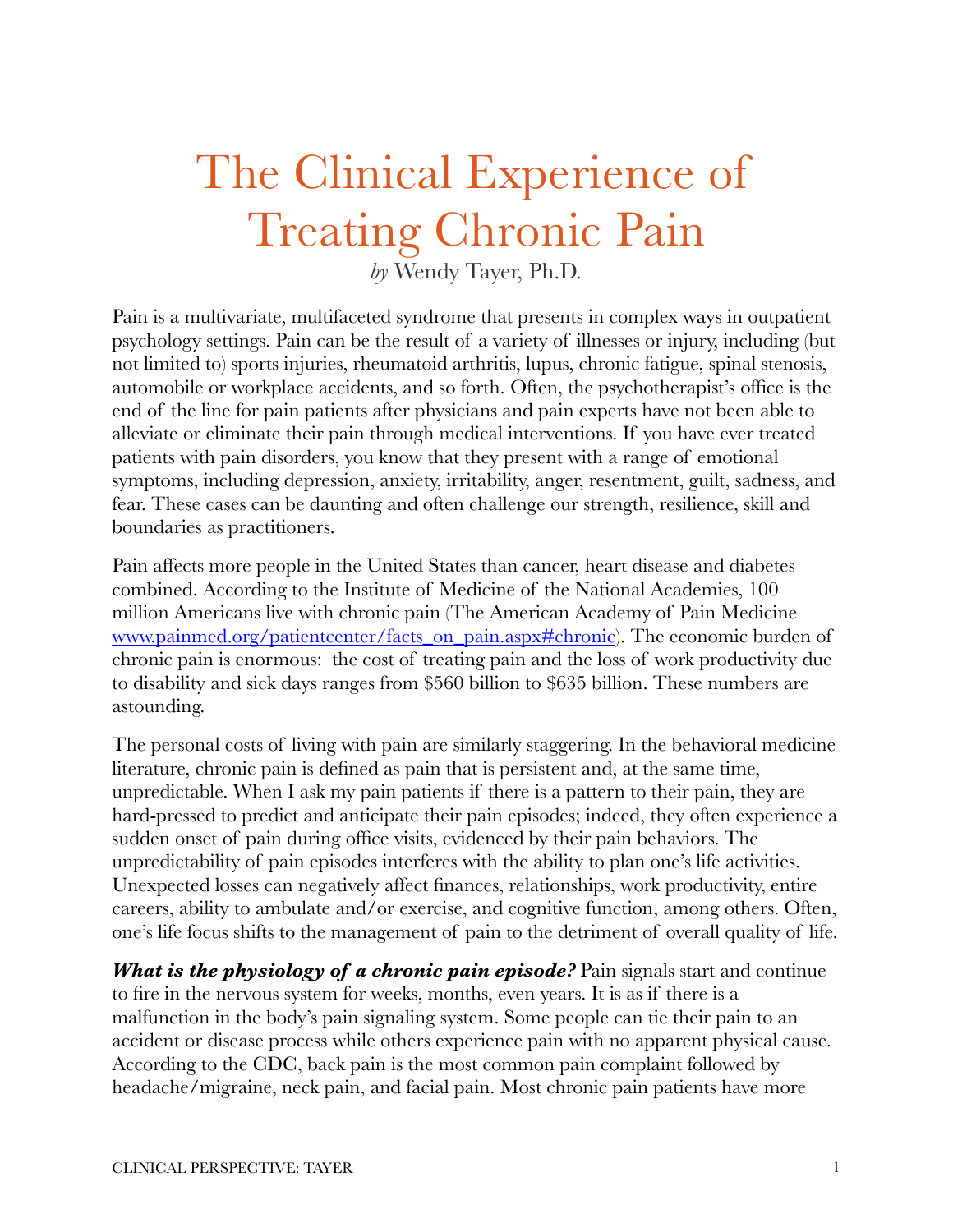# The Clinical Experience of Treating Chronic Pain

*by* Wendy Tayer, Ph.D.

Pain is a multivariate, multifaceted syndrome that presents in complex ways in outpatient psychology settings. Pain can be the result of a variety of illnesses or injury, including (but not limited to) sports injuries, rheumatoid arthritis, lupus, chronic fatigue, spinal stenosis, automobile or workplace accidents, and so forth. Often, the psychotherapist's office is the end of the line for pain patients after physicians and pain experts have not been able to alleviate or eliminate their pain through medical interventions. If you have ever treated patients with pain disorders, you know that they present with a range of emotional symptoms, including depression, anxiety, irritability, anger, resentment, guilt, sadness, and fear. These cases can be daunting and often challenge our strength, resilience, skill and boundaries as practitioners.

Pain affects more people in the United States than cancer, heart disease and diabetes combined. According to the Institute of Medicine of the National Academies, 100 million Americans live with chronic pain (The American Academy of Pain Medicine [www.painmed.org/patientcenter/facts_on_pain.aspx#chronic](http://www.painmed.org/patientcenter/facts_on_pain.aspx#chronic)). The economic burden of chronic pain is enormous: the cost of treating pain and the loss of work productivity due to disability and sick days ranges from $560 billion to $635 billion. These numbers are astounding.

The personal costs of living with pain are similarly staggering. In the behavioral medicine literature, chronic pain is defined as pain that is persistent and, at the same time, unpredictable. When I ask my pain patients if there is a pattern to their pain, they are hard-pressed to predict and anticipate their pain episodes; indeed, they often experience a sudden onset of pain during office visits, evidenced by their pain behaviors. The unpredictability of pain episodes interferes with the ability to plan one's life activities. Unexpected losses can negatively affect finances, relationships, work productivity, entire careers, ability to ambulate and/or exercise, and cognitive function, among others. Often, one's life focus shifts to the management of pain to the detriment of overall quality of life.

***What is the physiology of a chronic pain episode?*** Pain signals start and continue to fire in the nervous system for weeks, months, even years. It is as if there is a malfunction in the body's pain signaling system. Some people can tie their pain to an accident or disease process while others experience pain with no apparent physical cause. According to the CDC, back pain is the most common pain complaint followed by headache/migraine, neck pain, and facial pain. Most chronic pain patients have more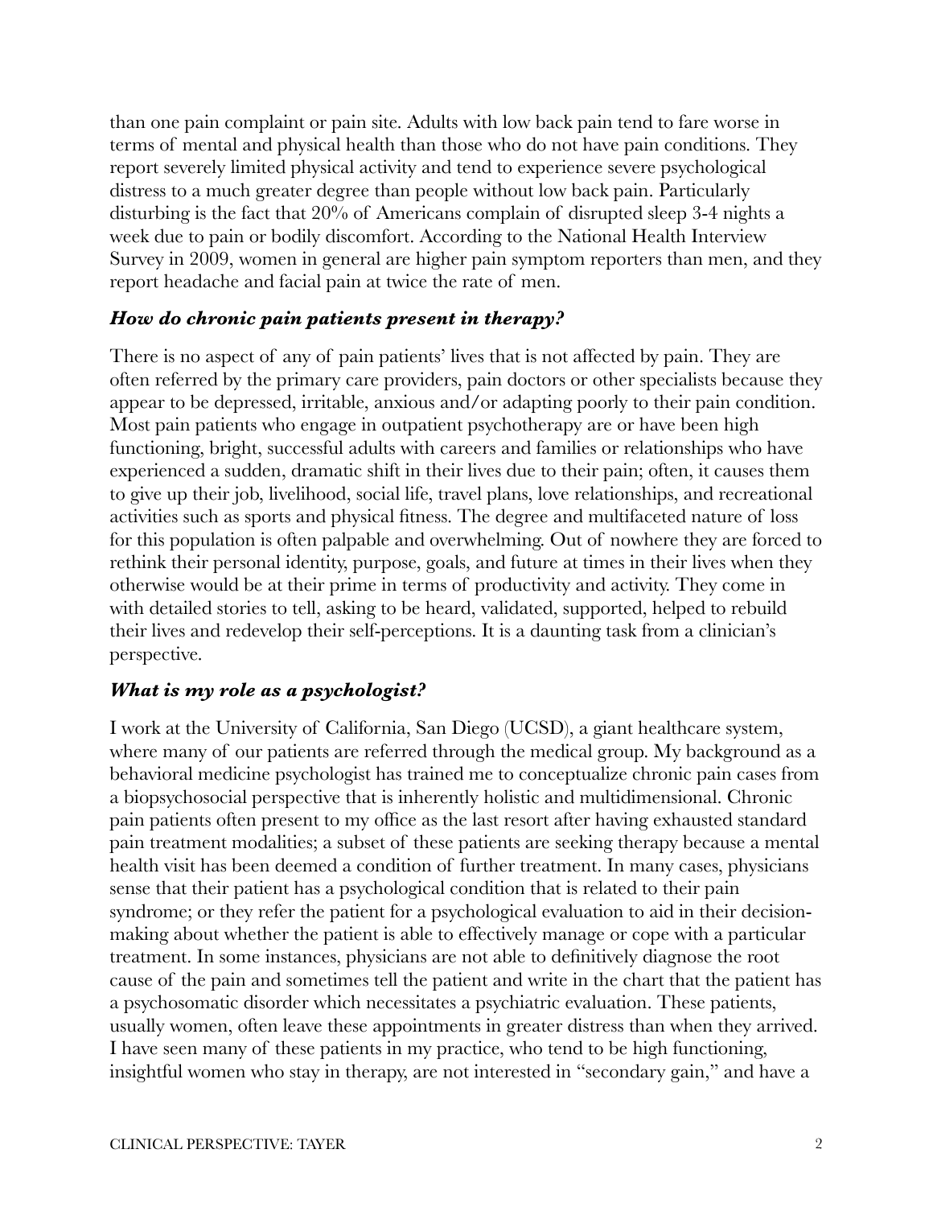than one pain complaint or pain site. Adults with low back pain tend to fare worse in terms of mental and physical health than those who do not have pain conditions. They report severely limited physical activity and tend to experience severe psychological distress to a much greater degree than people without low back pain. Particularly disturbing is the fact that 20% of Americans complain of disrupted sleep 3-4 nights a week due to pain or bodily discomfort. According to the National Health Interview Survey in 2009, women in general are higher pain symptom reporters than men, and they report headache and facial pain at twice the rate of men.

### *How do chronic pain patients present in therapy?*

There is no aspect of any of pain patients' lives that is not affected by pain. They are often referred by the primary care providers, pain doctors or other specialists because they appear to be depressed, irritable, anxious and/or adapting poorly to their pain condition. Most pain patients who engage in outpatient psychotherapy are or have been high functioning, bright, successful adults with careers and families or relationships who have experienced a sudden, dramatic shift in their lives due to their pain; often, it causes them to give up their job, livelihood, social life, travel plans, love relationships, and recreational activities such as sports and physical fitness. The degree and multifaceted nature of loss for this population is often palpable and overwhelming. Out of nowhere they are forced to rethink their personal identity, purpose, goals, and future at times in their lives when they otherwise would be at their prime in terms of productivity and activity. They come in with detailed stories to tell, asking to be heard, validated, supported, helped to rebuild their lives and redevelop their self-perceptions. It is a daunting task from a clinician's perspective.

### *What is my role as a psychologist?*

I work at the University of California, San Diego (UCSD), a giant healthcare system, where many of our patients are referred through the medical group. My background as a behavioral medicine psychologist has trained me to conceptualize chronic pain cases from a biopsychosocial perspective that is inherently holistic and multidimensional. Chronic pain patients often present to my office as the last resort after having exhausted standard pain treatment modalities; a subset of these patients are seeking therapy because a mental health visit has been deemed a condition of further treatment. In many cases, physicians sense that their patient has a psychological condition that is related to their pain syndrome; or they refer the patient for a psychological evaluation to aid in their decision-making about whether the patient is able to effectively manage or cope with a particular treatment. In some instances, physicians are not able to definitively diagnose the root cause of the pain and sometimes tell the patient and write in the chart that the patient has a psychosomatic disorder which necessitates a psychiatric evaluation. These patients, usually women, often leave these appointments in greater distress than when they arrived. I have seen many of these patients in my practice, who tend to be high functioning, insightful women who stay in therapy, are not interested in "secondary gain," and have a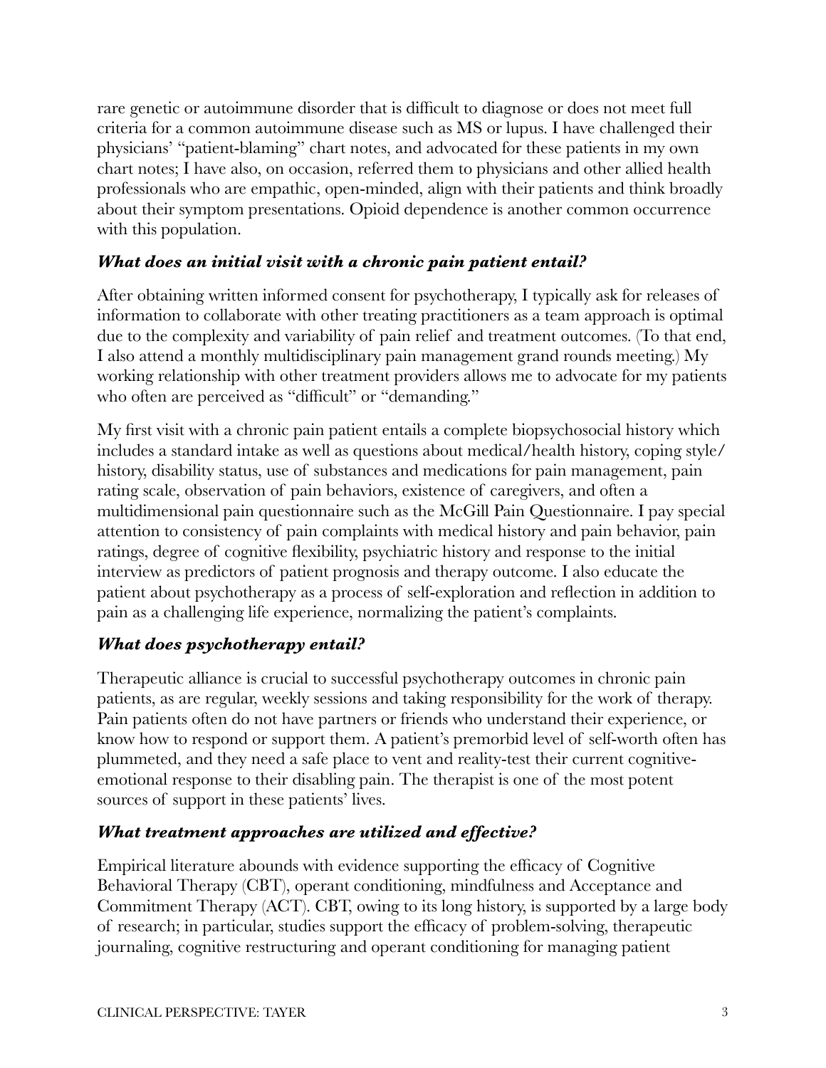rare genetic or autoimmune disorder that is difficult to diagnose or does not meet full criteria for a common autoimmune disease such as MS or lupus. I have challenged their physicians' "patient-blaming" chart notes, and advocated for these patients in my own chart notes; I have also, on occasion, referred them to physicians and other allied health professionals who are empathic, open-minded, align with their patients and think broadly about their symptom presentations. Opioid dependence is another common occurrence with this population.

### *What does an initial visit with a chronic pain patient entail?*

After obtaining written informed consent for psychotherapy, I typically ask for releases of information to collaborate with other treating practitioners as a team approach is optimal due to the complexity and variability of pain relief and treatment outcomes. (To that end, I also attend a monthly multidisciplinary pain management grand rounds meeting.) My working relationship with other treatment providers allows me to advocate for my patients who often are perceived as "difficult" or "demanding."

My first visit with a chronic pain patient entails a complete biopsychosocial history which includes a standard intake as well as questions about medical/health history, coping style/history, disability status, use of substances and medications for pain management, pain rating scale, observation of pain behaviors, existence of caregivers, and often a multidimensional pain questionnaire such as the McGill Pain Questionnaire. I pay special attention to consistency of pain complaints with medical history and pain behavior, pain ratings, degree of cognitive flexibility, psychiatric history and response to the initial interview as predictors of patient prognosis and therapy outcome. I also educate the patient about psychotherapy as a process of self-exploration and reflection in addition to pain as a challenging life experience, normalizing the patient's complaints.

### *What does psychotherapy entail?*

Therapeutic alliance is crucial to successful psychotherapy outcomes in chronic pain patients, as are regular, weekly sessions and taking responsibility for the work of therapy. Pain patients often do not have partners or friends who understand their experience, or know how to respond or support them. A patient's premorbid level of self-worth often has plummeted, and they need a safe place to vent and reality-test their current cognitive-emotional response to their disabling pain. The therapist is one of the most potent sources of support in these patients' lives.

### *What treatment approaches are utilized and effective?*

Empirical literature abounds with evidence supporting the efficacy of Cognitive Behavioral Therapy (CBT), operant conditioning, mindfulness and Acceptance and Commitment Therapy (ACT). CBT, owing to its long history, is supported by a large body of research; in particular, studies support the efficacy of problem-solving, therapeutic journaling, cognitive restructuring and operant conditioning for managing patient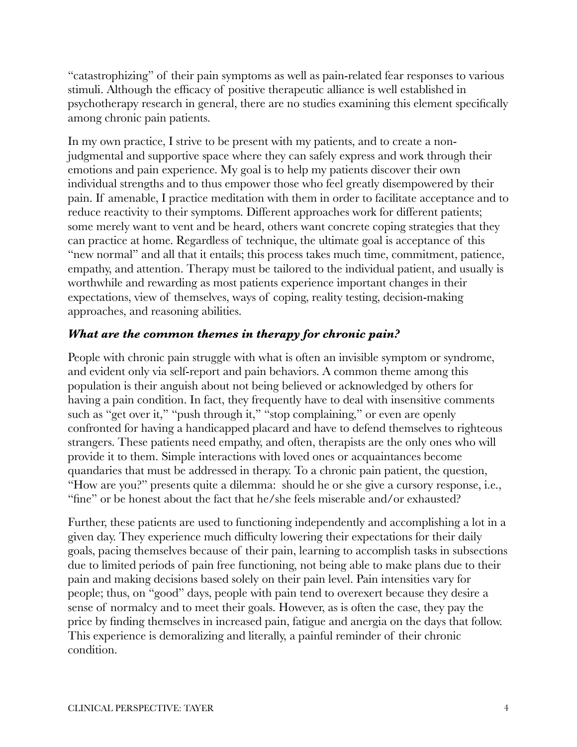"catastrophizing" of their pain symptoms as well as pain-related fear responses to various stimuli. Although the efficacy of positive therapeutic alliance is well established in psychotherapy research in general, there are no studies examining this element specifically among chronic pain patients.

In my own practice, I strive to be present with my patients, and to create a non-judgmental and supportive space where they can safely express and work through their emotions and pain experience. My goal is to help my patients discover their own individual strengths and to thus empower those who feel greatly disempowered by their pain. If amenable, I practice meditation with them in order to facilitate acceptance and to reduce reactivity to their symptoms. Different approaches work for different patients; some merely want to vent and be heard, others want concrete coping strategies that they can practice at home. Regardless of technique, the ultimate goal is acceptance of this "new normal" and all that it entails; this process takes much time, commitment, patience, empathy, and attention. Therapy must be tailored to the individual patient, and usually is worthwhile and rewarding as most patients experience important changes in their expectations, view of themselves, ways of coping, reality testing, decision-making approaches, and reasoning abilities.

***What are the common themes in therapy for chronic pain?***

People with chronic pain struggle with what is often an invisible symptom or syndrome, and evident only via self-report and pain behaviors. A common theme among this population is their anguish about not being believed or acknowledged by others for having a pain condition. In fact, they frequently have to deal with insensitive comments such as "get over it," "push through it," "stop complaining," or even are openly confronted for having a handicapped placard and have to defend themselves to righteous strangers. These patients need empathy, and often, therapists are the only ones who will provide it to them. Simple interactions with loved ones or acquaintances become quandaries that must be addressed in therapy. To a chronic pain patient, the question, "How are you?" presents quite a dilemma: should he or she give a cursory response, i.e., "fine" or be honest about the fact that he/she feels miserable and/or exhausted?

Further, these patients are used to functioning independently and accomplishing a lot in a given day. They experience much difficulty lowering their expectations for their daily goals, pacing themselves because of their pain, learning to accomplish tasks in subsections due to limited periods of pain free functioning, not being able to make plans due to their pain and making decisions based solely on their pain level. Pain intensities vary for people; thus, on "good" days, people with pain tend to overexert because they desire a sense of normalcy and to meet their goals. However, as is often the case, they pay the price by finding themselves in increased pain, fatigue and anergia on the days that follow. This experience is demoralizing and literally, a painful reminder of their chronic condition.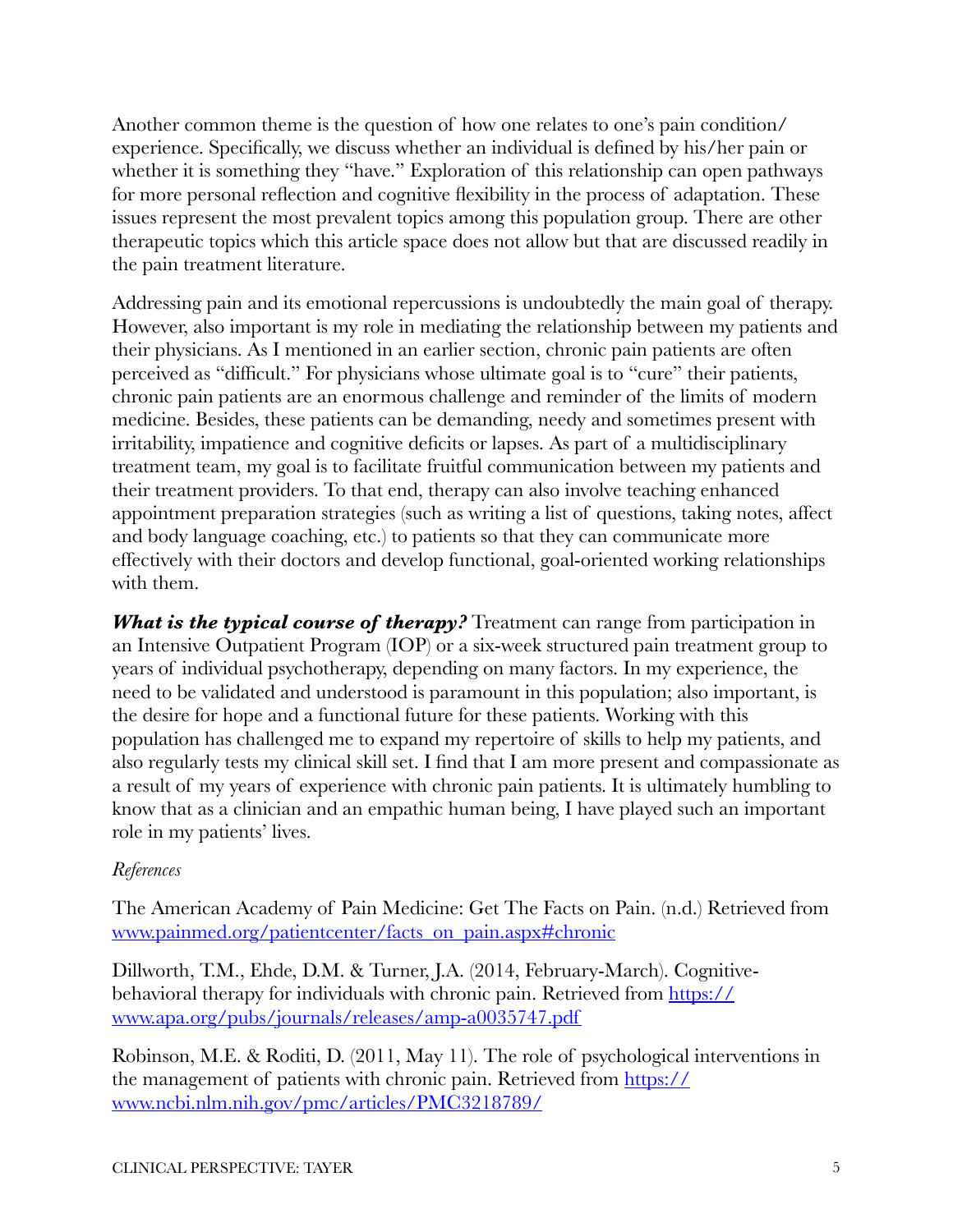Another common theme is the question of how one relates to one's pain condition/experience. Specifically, we discuss whether an individual is defined by his/her pain or whether it is something they "have." Exploration of this relationship can open pathways for more personal reflection and cognitive flexibility in the process of adaptation. These issues represent the most prevalent topics among this population group. There are other therapeutic topics which this article space does not allow but that are discussed readily in the pain treatment literature.

Addressing pain and its emotional repercussions is undoubtedly the main goal of therapy. However, also important is my role in mediating the relationship between my patients and their physicians. As I mentioned in an earlier section, chronic pain patients are often perceived as "difficult." For physicians whose ultimate goal is to "cure" their patients, chronic pain patients are an enormous challenge and reminder of the limits of modern medicine. Besides, these patients can be demanding, needy and sometimes present with irritability, impatience and cognitive deficits or lapses. As part of a multidisciplinary treatment team, my goal is to facilitate fruitful communication between my patients and their treatment providers. To that end, therapy can also involve teaching enhanced appointment preparation strategies (such as writing a list of questions, taking notes, affect and body language coaching, etc.) to patients so that they can communicate more effectively with their doctors and develop functional, goal-oriented working relationships with them.

***What is the typical course of therapy?*** Treatment can range from participation in an Intensive Outpatient Program (IOP) or a six-week structured pain treatment group to years of individual psychotherapy, depending on many factors. In my experience, the need to be validated and understood is paramount in this population; also important, is the desire for hope and a functional future for these patients. Working with this population has challenged me to expand my repertoire of skills to help my patients, and also regularly tests my clinical skill set. I find that I am more present and compassionate as a result of my years of experience with chronic pain patients. It is ultimately humbling to know that as a clinician and an empathic human being, I have played such an important role in my patients' lives.

*References*

The American Academy of Pain Medicine: Get The Facts on Pain. (n.d.) Retrieved from [www.painmed.org/patientcenter/facts_on_pain.aspx#chronic](www.painmed.org/patientcenter/facts_on_pain.aspx#chronic)

Dillworth, T.M., Ehde, D.M. & Turner, J.A. (2014, February-March). Cognitive-behavioral therapy for individuals with chronic pain. Retrieved from [https://www.apa.org/pubs/journals/releases/amp-a0035747.pdf](https://www.apa.org/pubs/journals/releases/amp-a0035747.pdf)

Robinson, M.E. & Roditi, D. (2011, May 11). The role of psychological interventions in the management of patients with chronic pain. Retrieved from [https://www.ncbi.nlm.nih.gov/pmc/articles/PMC3218789/](https://www.ncbi.nlm.nih.gov/pmc/articles/PMC3218789/)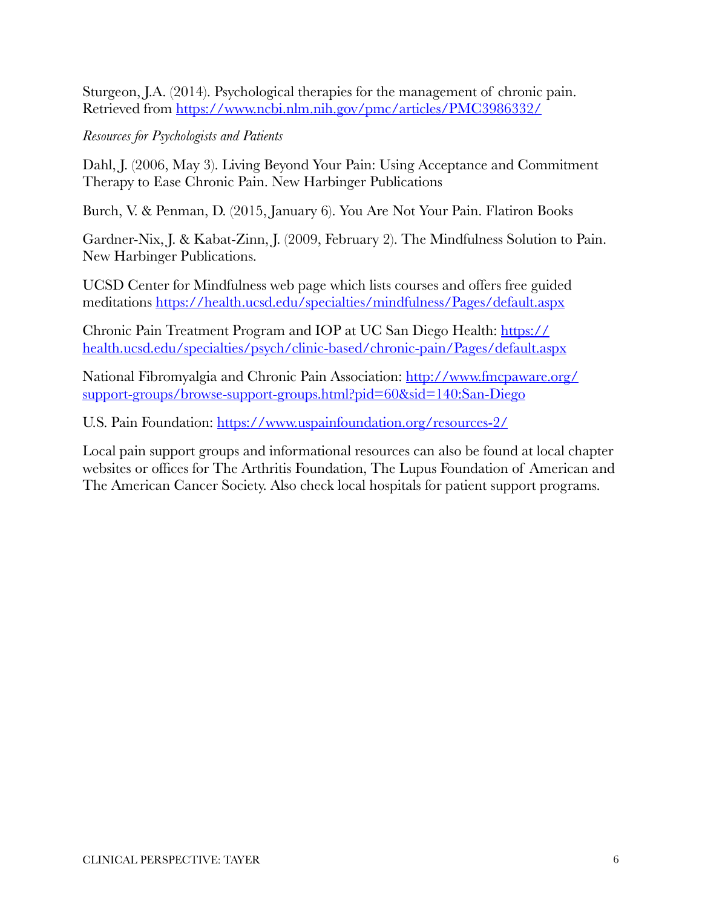Sturgeon, J.A. (2014). Psychological therapies for the management of chronic pain. Retrieved from https://www.ncbi.nlm.nih.gov/pmc/articles/PMC3986332/

*Resources for Psychologists and Patients*

Dahl, J. (2006, May 3). Living Beyond Your Pain: Using Acceptance and Commitment Therapy to Ease Chronic Pain. New Harbinger Publications

Burch, V. & Penman, D. (2015, January 6). You Are Not Your Pain. Flatiron Books

Gardner-Nix, J. & Kabat-Zinn, J. (2009, February 2). The Mindfulness Solution to Pain. New Harbinger Publications.

UCSD Center for Mindfulness web page which lists courses and offers free guided meditations https://health.ucsd.edu/specialties/mindfulness/Pages/default.aspx

Chronic Pain Treatment Program and IOP at UC San Diego Health: https://health.ucsd.edu/specialties/psych/clinic-based/chronic-pain/Pages/default.aspx

National Fibromyalgia and Chronic Pain Association: http://www.fmcpaware.org/support-groups/browse-support-groups.html?pid=60&sid=140:San-Diego

U.S. Pain Foundation: https://www.uspainfoundation.org/resources-2/

Local pain support groups and informational resources can also be found at local chapter websites or offices for The Arthritis Foundation, The Lupus Foundation of American and The American Cancer Society. Also check local hospitals for patient support programs.